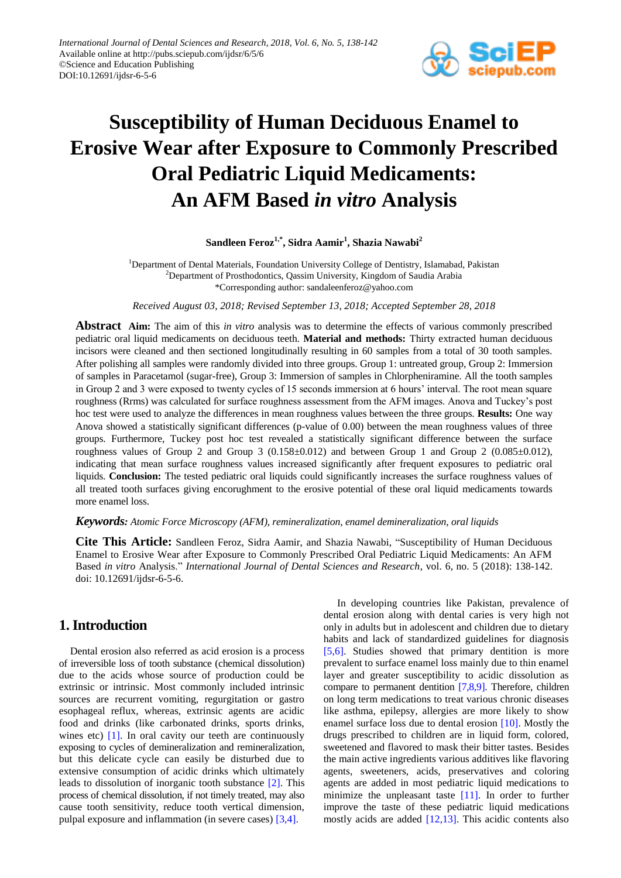# Susceptibility of Human Deciduous Enamel to Erosive Wear after Exposure to Commonly Prescribed Oral Pediatric Liquid Medicaments: An AFM Based *in vitro* Analysis

**Sandleen Feroz[1,*], Sidra Aamir[1], Shazia Nawabi[2]**

[1]Department of Dental Materials, Foundation University College of Dentistry, Islamabad, Pakistan
[2]Department of Prosthodontics, Qassim University, Kingdom of Saudia Arabia
*Corresponding author: sandaleenferoz@yahoo.com

*Received August 03, 2018; Revised September 13, 2018; Accepted September 28, 2018*

**Abstract** **Aim:** The aim of this *in vitro* analysis was to determine the effects of various commonly prescribed pediatric oral liquid medicaments on deciduous teeth. **Material and methods:** Thirty extracted human deciduous incisors were cleaned and then sectioned longitudinally resulting in 60 samples from a total of 30 tooth samples. After polishing all samples were randomly divided into three groups. Group 1: untreated group, Group 2: Immersion of samples in Paracetamol (sugar-free), Group 3: Immersion of samples in Chlorpheniramine. All the tooth samples in Group 2 and 3 were exposed to twenty cycles of 15 seconds immersion at 6 hours' interval. The root mean square roughness (Rrms) was calculated for surface roughness assessment from the AFM images. Anova and Tuckey's post hoc test were used to analyze the differences in mean roughness values between the three groups. **Results:** One way Anova showed a statistically significant differences (p-value of 0.00) between the mean roughness values of three groups. Furthermore, Tuckey post hoc test revealed a statistically significant difference between the surface roughness values of Group 2 and Group 3 (0.158±0.012) and between Group 1 and Group 2 (0.085±0.012), indicating that mean surface roughness values increased significantly after frequent exposures to pediatric oral liquids. **Conclusion:** The tested pediatric oral liquids could significantly increases the surface roughness values of all treated tooth surfaces giving encorughment to the erosive potential of these oral liquid medicaments towards more enamel loss.

***Keywords:*** *Atomic Force Microscopy (AFM), remineralization, enamel demineralization, oral liquids*

**Cite This Article:** Sandleen Feroz, Sidra Aamir, and Shazia Nawabi, "Susceptibility of Human Deciduous Enamel to Erosive Wear after Exposure to Commonly Prescribed Oral Pediatric Liquid Medicaments: An AFM Based *in vitro* Analysis." *International Journal of Dental Sciences and Research*, vol. 6, no. 5 (2018): 138-142. doi: 10.12691/ijdsr-6-5-6.

## 1. Introduction

Dental erosion also referred as acid erosion is a process of irreversible loss of tooth substance (chemical dissolution) due to the acids whose source of production could be extrinsic or intrinsic. Most commonly included intrinsic sources are recurrent vomiting, regurgitation or gastro esophageal reflux, whereas, extrinsic agents are acidic food and drinks (like carbonated drinks, sports drinks, wines etc) [1]. In oral cavity our teeth are continuously exposing to cycles of demineralization and remineralization, but this delicate cycle can easily be disturbed due to extensive consumption of acidic drinks which ultimately leads to dissolution of inorganic tooth substance [2]. This process of chemical dissolution, if not timely treated, may also cause tooth sensitivity, reduce tooth vertical dimension, pulpal exposure and inflammation (in severe cases) [3,4].

In developing countries like Pakistan, prevalence of dental erosion along with dental caries is very high not only in adults but in adolescent and children due to dietary habits and lack of standardized guidelines for diagnosis [5,6]. Studies showed that primary dentition is more prevalent to surface enamel loss mainly due to thin enamel layer and greater susceptibility to acidic dissolution as compare to permanent dentition [7,8,9]. Therefore, children on long term medications to treat various chronic diseases like asthma, epilepsy, allergies are more likely to show enamel surface loss due to dental erosion [10]. Mostly the drugs prescribed to children are in liquid form, colored, sweetened and flavored to mask their bitter tastes. Besides the main active ingredients various additives like flavoring agents, sweeteners, acids, preservatives and coloring agents are added in most pediatric liquid medications to minimize the unpleasant taste [11]. In order to further improve the taste of these pediatric liquid medications mostly acids are added [12,13]. This acidic contents also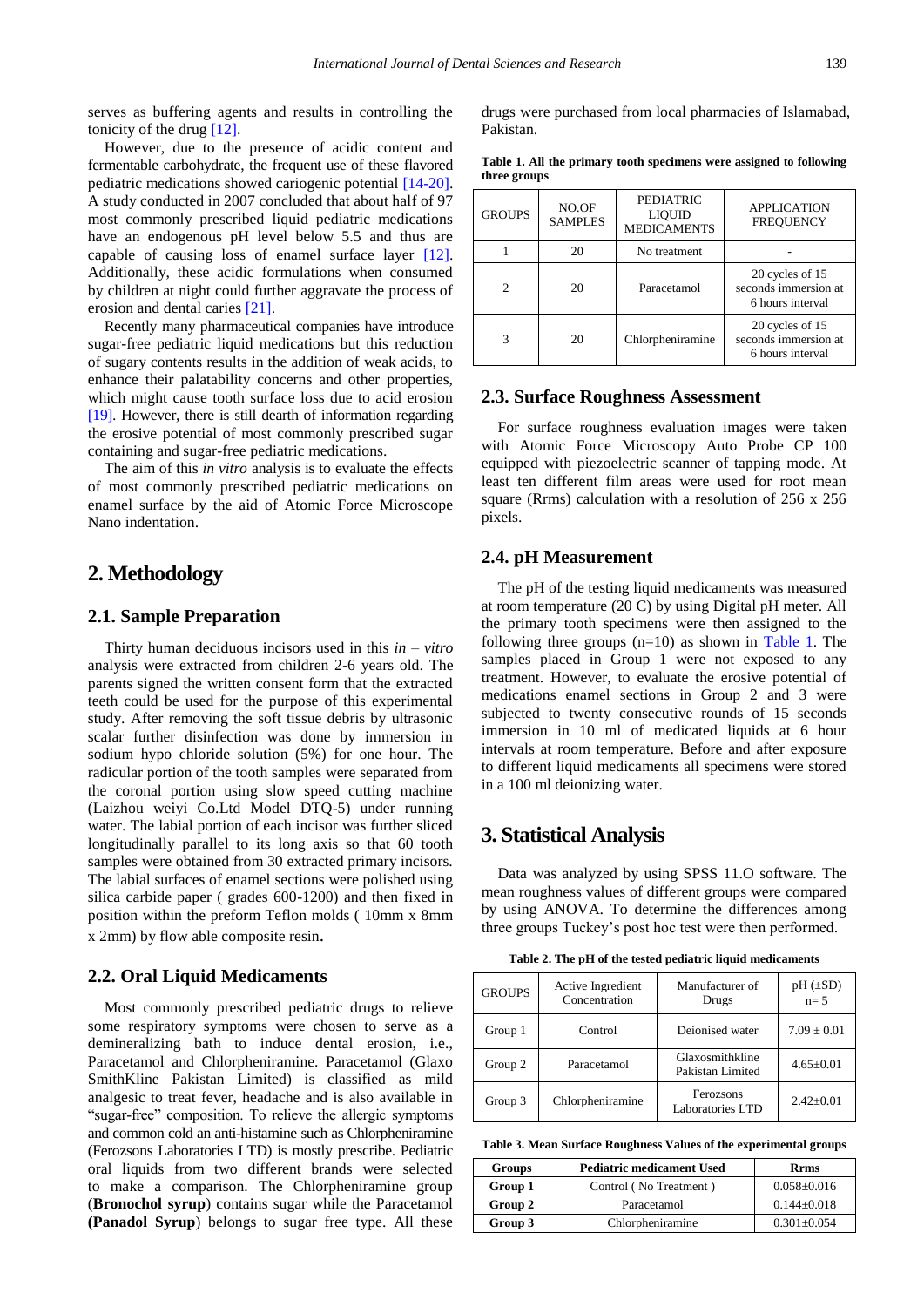serves as buffering agents and results in controlling the tonicity of the drug [12].

However, due to the presence of acidic content and fermentable carbohydrate, the frequent use of these flavored pediatric medications showed cariogenic potential [14-20]. A study conducted in 2007 concluded that about half of 97 most commonly prescribed liquid pediatric medications have an endogenous pH level below 5.5 and thus are capable of causing loss of enamel surface layer [12]. Additionally, these acidic formulations when consumed by children at night could further aggravate the process of erosion and dental caries [21].

Recently many pharmaceutical companies have introduce sugar-free pediatric liquid medications but this reduction of sugary contents results in the addition of weak acids, to enhance their palatability concerns and other properties, which might cause tooth surface loss due to acid erosion [19]. However, there is still dearth of information regarding the erosive potential of most commonly prescribed sugar containing and sugar-free pediatric medications.

The aim of this *in vitro* analysis is to evaluate the effects of most commonly prescribed pediatric medications on enamel surface by the aid of Atomic Force Microscope Nano indentation.

# 2. Methodology

## 2.1. Sample Preparation

Thirty human deciduous incisors used in this *in – vitro* analysis were extracted from children 2-6 years old. The parents signed the written consent form that the extracted teeth could be used for the purpose of this experimental study. After removing the soft tissue debris by ultrasonic scalar further disinfection was done by immersion in sodium hypo chloride solution (5%) for one hour. The radicular portion of the tooth samples were separated from the coronal portion using slow speed cutting machine (Laizhou weiyi Co.Ltd Model DTQ-5) under running water. The labial portion of each incisor was further sliced longitudinally parallel to its long axis so that 60 tooth samples were obtained from 30 extracted primary incisors. The labial surfaces of enamel sections were polished using silica carbide paper ( grades 600-1200) and then fixed in position within the preform Teflon molds ( 10mm x 8mm x 2mm) by flow able composite resin.

## 2.2. Oral Liquid Medicaments

Most commonly prescribed pediatric drugs to relieve some respiratory symptoms were chosen to serve as a demineralizing bath to induce dental erosion, i.e., Paracetamol and Chlorpheniramine. Paracetamol (Glaxo SmithKline Pakistan Limited) is classified as mild analgesic to treat fever, headache and is also available in "sugar-free" composition. To relieve the allergic symptoms and common cold an anti-histamine such as Chlorpheniramine (Ferozsons Laboratories LTD) is mostly prescribe. Pediatric oral liquids from two different brands were selected to make a comparison. The Chlorpheniramine group (**Bronochol syrup**) contains sugar while the Paracetamol **(Panadol Syrup**) belongs to sugar free type. All these drugs were purchased from local pharmacies of Islamabad, Pakistan.

**Table 1. All the primary tooth specimens were assigned to following three groups**

| GROUPS | NO.OF SAMPLES | PEDIATRIC LIQUID MEDICAMENTS | APPLICATION FREQUENCY |
|---|---|---|---|
| 1 | 20 | No treatment | - |
| 2 | 20 | Paracetamol | 20 cycles of 15 seconds immersion at 6 hours interval |
| 3 | 20 | Chlorpheniramine | 20 cycles of 15 seconds immersion at 6 hours interval |

## 2.3. Surface Roughness Assessment

For surface roughness evaluation images were taken with Atomic Force Microscopy Auto Probe CP 100 equipped with piezoelectric scanner of tapping mode. At least ten different film areas were used for root mean square (Rrms) calculation with a resolution of 256 x 256 pixels.

## 2.4. pH Measurement

The pH of the testing liquid medicaments was measured at room temperature (20 C) by using Digital pH meter. All the primary tooth specimens were then assigned to the following three groups (n=10) as shown in Table 1. The samples placed in Group 1 were not exposed to any treatment. However, to evaluate the erosive potential of medications enamel sections in Group 2 and 3 were subjected to twenty consecutive rounds of 15 seconds immersion in 10 ml of medicated liquids at 6 hour intervals at room temperature. Before and after exposure to different liquid medicaments all specimens were stored in a 100 ml deionizing water.

# 3. Statistical Analysis

Data was analyzed by using SPSS 11.O software. The mean roughness values of different groups were compared by using ANOVA. To determine the differences among three groups Tuckey's post hoc test were then performed.

**Table 2. The pH of the tested pediatric liquid medicaments**

| GROUPS | Active Ingredient Concentration | Manufacturer of Drugs | pH (±SD) n= 5 |
|---|---|---|---|
| Group 1 | Control | Deionised water | 7.09 ± 0.01 |
| Group 2 | Paracetamol | Glaxosmithkline Pakistan Limited | 4.65±0.01 |
| Group 3 | Chlorpheniramine | Ferozsons Laboratories LTD | 2.42±0.01 |

**Table 3. Mean Surface Roughness Values of the experimental groups**

| Groups | Pediatric medicament Used | Rrms |
|---|---|---|
| **Group 1** | Control ( No Treatment ) | 0.058±0.016 |
| **Group 2** | Paracetamol | 0.144±0.018 |
| **Group 3** | Chlorpheniramine | 0.301±0.054 |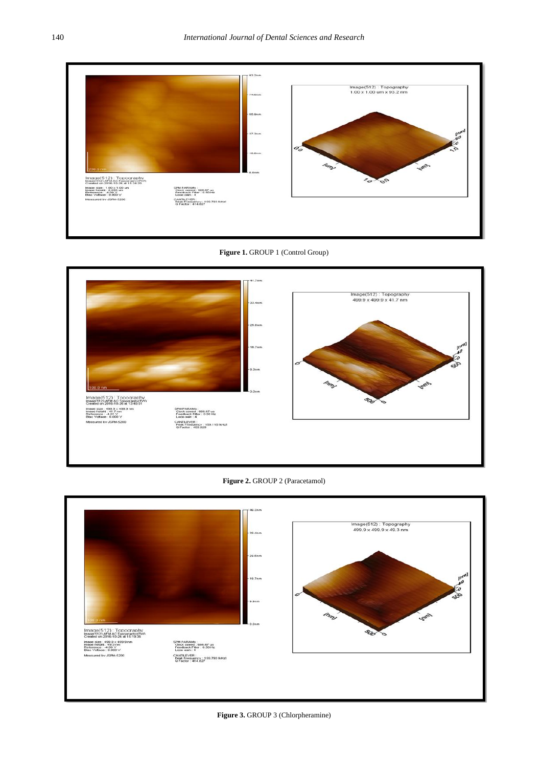**Figure 1.** GROUP 1 (Control Group)

**Figure 2.** GROUP 2 (Paracetamol)

**Figure 3.** GROUP 3 (Chlorpheramine)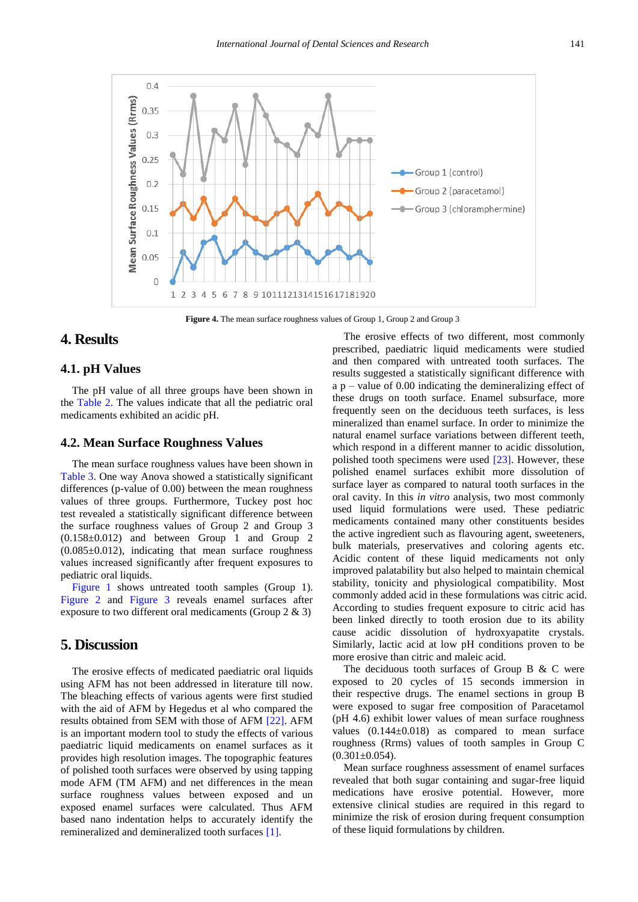Figure 4. The mean surface roughness values of Group 1, Group 2 and Group 3

# 4. Results

## 4.1. pH Values

The pH value of all three groups have been shown in the Table 2. The values indicate that all the pediatric oral medicaments exhibited an acidic pH.

## 4.2. Mean Surface Roughness Values

The mean surface roughness values have been shown in Table 3. One way Anova showed a statistically significant differences (p-value of 0.00) between the mean roughness values of three groups. Furthermore, Tuckey post hoc test revealed a statistically significant difference between the surface roughness values of Group 2 and Group 3 (0.158±0.012) and between Group 1 and Group 2 (0.085±0.012), indicating that mean surface roughness values increased significantly after frequent exposures to pediatric oral liquids.

Figure 1 shows untreated tooth samples (Group 1). Figure 2 and Figure 3 reveals enamel surfaces after exposure to two different oral medicaments (Group 2 & 3)

# 5. Discussion

The erosive effects of medicated paediatric oral liquids using AFM has not been addressed in literature till now. The bleaching effects of various agents were first studied with the aid of AFM by Hegedus et al who compared the results obtained from SEM with those of AFM [22]. AFM is an important modern tool to study the effects of various paediatric liquid medicaments on enamel surfaces as it provides high resolution images. The topographic features of polished tooth surfaces were observed by using tapping mode AFM (TM AFM) and net differences in the mean surface roughness values between exposed and un exposed enamel surfaces were calculated. Thus AFM based nano indentation helps to accurately identify the remineralized and demineralized tooth surfaces [1].

The erosive effects of two different, most commonly prescribed, paediatric liquid medicaments were studied and then compared with untreated tooth surfaces. The results suggested a statistically significant difference with a p – value of 0.00 indicating the demineralizing effect of these drugs on tooth surface. Enamel subsurface, more frequently seen on the deciduous teeth surfaces, is less mineralized than enamel surface. In order to minimize the natural enamel surface variations between different teeth, which respond in a different manner to acidic dissolution, polished tooth specimens were used [23]. However, these polished enamel surfaces exhibit more dissolution of surface layer as compared to natural tooth surfaces in the oral cavity. In this *in vitro* analysis, two most commonly used liquid formulations were used. These pediatric medicaments contained many other constituents besides the active ingredient such as flavouring agent, sweeteners, bulk materials, preservatives and coloring agents etc. Acidic content of these liquid medicaments not only improved palatability but also helped to maintain chemical stability, tonicity and physiological compatibility. Most commonly added acid in these formulations was citric acid. According to studies frequent exposure to citric acid has been linked directly to tooth erosion due to its ability cause acidic dissolution of hydroxyapatite crystals. Similarly, lactic acid at low pH conditions proven to be more erosive than citric and maleic acid.

The deciduous tooth surfaces of Group B & C were exposed to 20 cycles of 15 seconds immersion in their respective drugs. The enamel sections in group B were exposed to sugar free composition of Paracetamol (pH 4.6) exhibit lower values of mean surface roughness values (0.144±0.018) as compared to mean surface roughness (Rrms) values of tooth samples in Group C (0.301±0.054).

Mean surface roughness assessment of enamel surfaces revealed that both sugar containing and sugar-free liquid medications have erosive potential. However, more extensive clinical studies are required in this regard to minimize the risk of erosion during frequent consumption of these liquid formulations by children.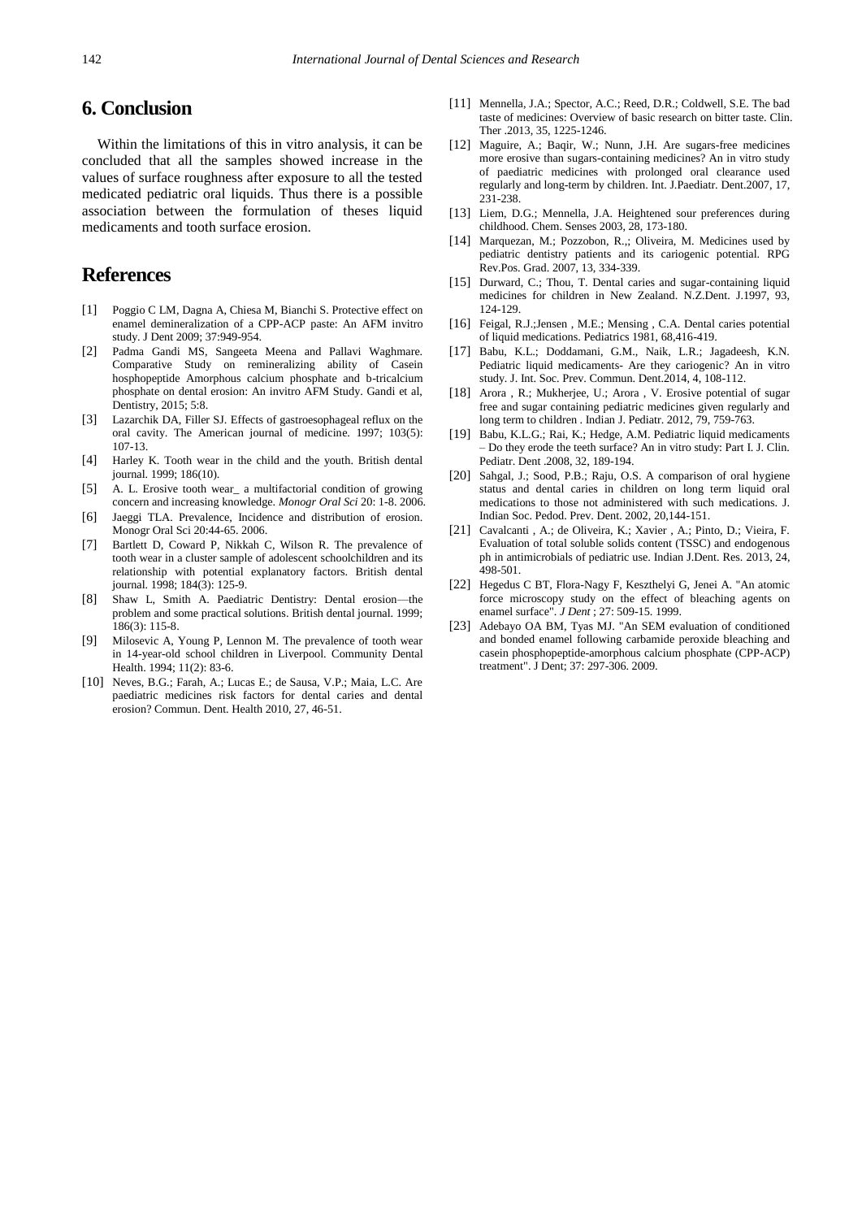## 6. Conclusion

Within the limitations of this in vitro analysis, it can be concluded that all the samples showed increase in the values of surface roughness after exposure to all the tested medicated pediatric oral liquids. Thus there is a possible association between the formulation of theses liquid medicaments and tooth surface erosion.

## References

[1] Poggio C LM, Dagna A, Chiesa M, Bianchi S. Protective effect on enamel demineralization of a CPP-ACPP paste: An AFM invitro study. J Dent 2009; 37:949-954.

[2] Padma Gandi MS, Sangeeta Meena and Pallavi Waghmare. Comparative Study on remineralizing ability of Casein hosphopeptide Amorphous calcium phosphate and b-tricalcium phosphate on dental erosion: An invitro AFM Study. Gandi et al, Dentistry, 2015; 5:8.

[3] Lazarchik DA, Filler SJ. Effects of gastroesophageal reflux on the oral cavity. The American journal of medicine. 1997; 103(5): 107-13.

[4] Harley K. Tooth wear in the child and the youth. British dental journal. 1999; 186(10).

[5] A. L. Erosive tooth wear_ a multifactorial condition of growing concern and increasing knowledge. *Monogr Oral Sci* 20: 1-8. 2006.

[6] Jaeggi TLA. Prevalence, Incidence and distribution of erosion. Monogr Oral Sci 20:44-65. 2006.

[7] Bartlett D, Coward P, Nikkah C, Wilson R. The prevalence of tooth wear in a cluster sample of adolescent schoolchildren and its relationship with potential explanatory factors. British dental journal. 1998; 184(3): 125-9.

[8] Shaw L, Smith A. Paediatric Dentistry: Dental erosion—the problem and some practical solutions. British dental journal. 1999; 186(3): 115-8.

[9] Milosevic A, Young P, Lennon M. The prevalence of tooth wear in 14-year-old school children in Liverpool. Community Dental Health. 1994; 11(2): 83-6.

[10] Neves, B.G.; Farah, A.; Lucas E.; de Sausa, V.P.; Maia, L.C. Are paediatric medicines risk factors for dental caries and dental erosion? Commun. Dent. Health 2010, 27, 46-51.

[11] Mennella, J.A.; Spector, A.C.; Reed, D.R.; Coldwell, S.E. The bad taste of medicines: Overview of basic research on bitter taste. Clin. Ther .2013, 35, 1225-1246.

[12] Maguire, A.; Baqir, W.; Nunn, J.H. Are sugars-free medicines more erosive than sugars-containing medicines? An in vitro study of paediatric medicines with prolonged oral clearance used regularly and long-term by children. Int. J.Paediatr. Dent.2007, 17, 231-238.

[13] Liem, D.G.; Mennella, J.A. Heightened sour preferences during childhood. Chem. Senses 2003, 28, 173-180.

[14] Marquezan, M.; Pozzobon, R.,; Oliveira, M. Medicines used by pediatric dentistry patients and its cariogenic potential. RPG Rev.Pos. Grad. 2007, 13, 334-339.

[15] Durward, C.; Thou, T. Dental caries and sugar-containing liquid medicines for children in New Zealand. N.Z.Dent. J.1997, 93, 124-129.

[16] Feigal, R.J.;Jensen , M.E.; Mensing , C.A. Dental caries potential of liquid medications. Pediatrics 1981, 68,416-419.

[17] Babu, K.L.; Doddamani, G.M., Naik, L.R.; Jagadeesh, K.N. Pediatric liquid medicaments- Are they cariogenic? An in vitro study. J. Int. Soc. Prev. Commun. Dent.2014, 4, 108-112.

[18] Arora , R.; Mukherjee, U.; Arora , V. Erosive potential of sugar free and sugar containing pediatric medicines given regularly and long term to children . Indian J. Pediatr. 2012, 79, 759-763.

[19] Babu, K.L.G.; Rai, K.; Hedge, A.M. Pediatric liquid medicaments – Do they erode the teeth surface? An in vitro study: Part I. J. Clin. Pediatr. Dent .2008, 32, 189-194.

[20] Sahgal, J.; Sood, P.B.; Raju, O.S. A comparison of oral hygiene status and dental caries in children on long term liquid oral medications to those not administered with such medications. J. Indian Soc. Pedod. Prev. Dent. 2002, 20,144-151.

[21] Cavalcanti , A.; de Oliveira, K.; Xavier , A.; Pinto, D.; Vieira, F. Evaluation of total soluble solids content (TSSC) and endogenous ph in antimicrobials of pediatric use. Indian J.Dent. Res. 2013, 24, 498-501.

[22] Hegedus C BT, Flora-Nagy F, Keszthelyi G, Jenei A. "An atomic force microscopy study on the effect of bleaching agents on enamel surface". *J Dent* ; 27: 509-15. 1999.

[23] Adebayo OA BM, Tyas MJ. "An SEM evaluation of conditioned and bonded enamel following carbamide peroxide bleaching and casein phosphopeptide-amorphous calcium phosphate (CPP-ACP) treatment". J Dent; 37: 297-306. 2009.